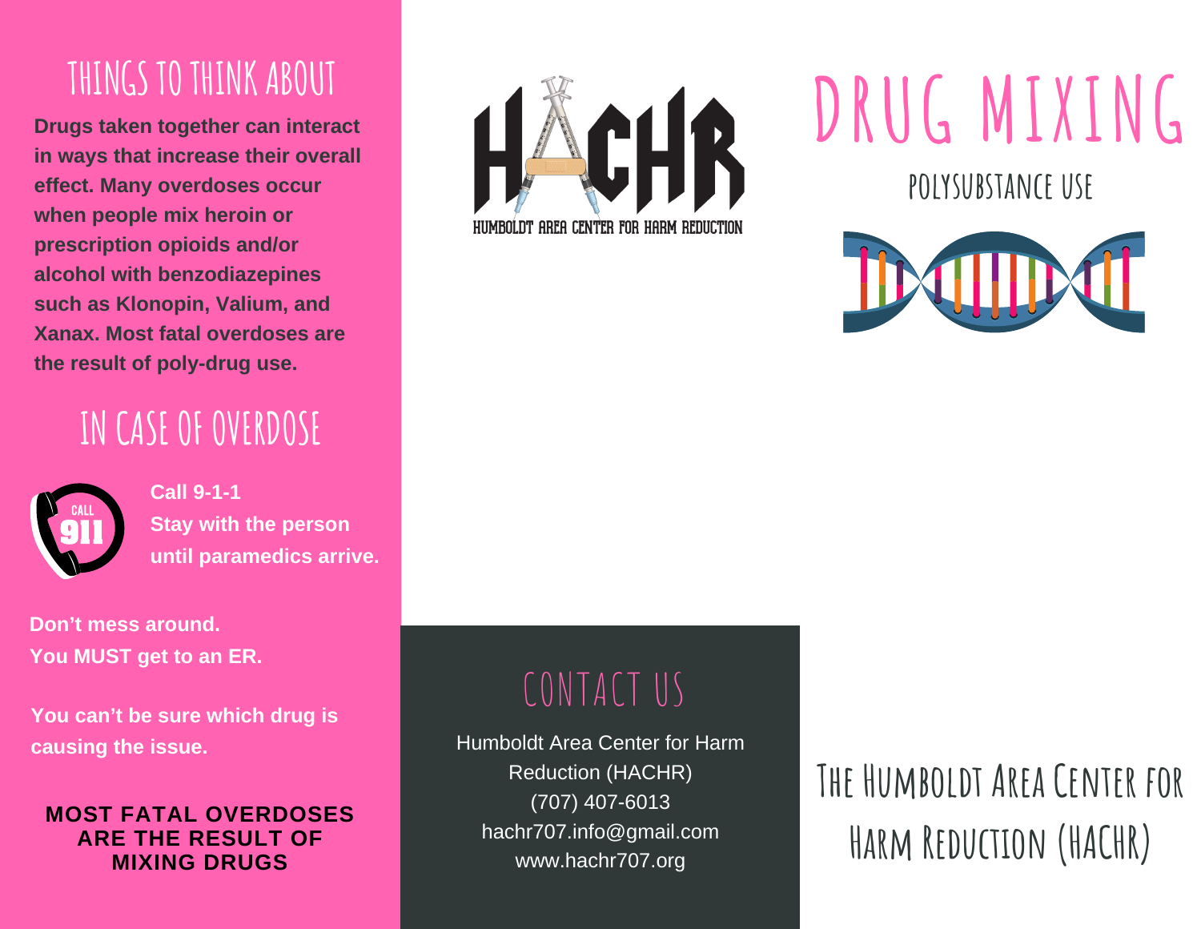## THINGS TO THINK ABOUT

**Drugs taken together can interact in ways that increase their overall effect. Many overdoses occur when people mix heroin or prescription opioids and/or alcohol with benzodiazepines such as Klonopin, Valium, and Xanax. Most fatal overdoses are the result of poly-drug use.**

## IN CASE OF OVERDOSE

CALL 911

**Call 9-1-1**
**Stay with the person until paramedics arrive.**

**Don't mess around.**
**You MUST get to an ER.**

**You can't be sure which drug is causing the issue.**

**MOST FATAL OVERDOSES ARE THE RESULT OF MIXING DRUGS**

HACHR
HUMBOLDT AREA CENTER FOR HARM REDUCTION

## CONTACT US

Humboldt Area Center for Harm Reduction (HACHR)
(707) 407-6013
hachr707.info@gmail.com
www.hachr707.org

# DRUG MIXING

### POLYSUBSTANCE USE

## The Humboldt Area Center for Harm Reduction (HACHR)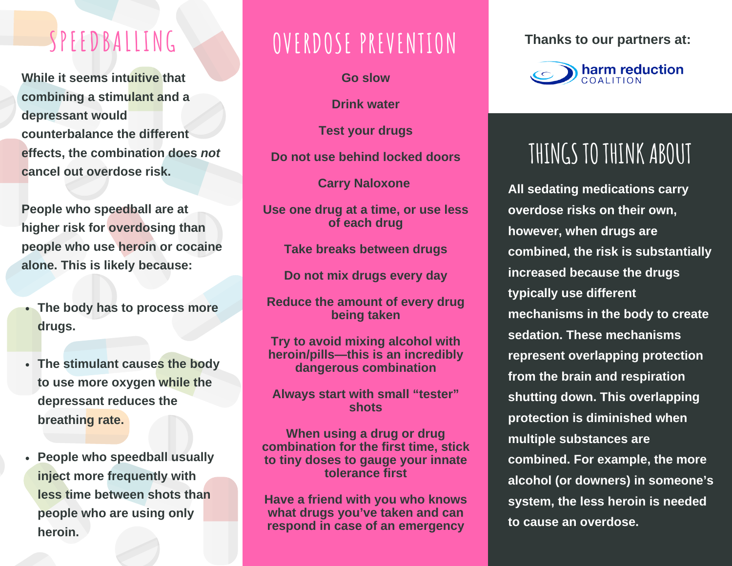## SPEEDBALLING

While it seems intuitive that combining a stimulant and a depressant would counterbalance the different effects, the combination does *not* cancel out overdose risk.

People who speedball are at higher risk for overdosing than people who use heroin or cocaine alone. This is likely because:

- The body has to process more drugs.
- The stimulant causes the body to use more oxygen while the depressant reduces the breathing rate.
- People who speedball usually inject more frequently with less time between shots than people who are using only heroin.

## OVERDOSE PREVENTION

Go slow

Drink water

Test your drugs

Do not use behind locked doors

Carry Naloxone

Use one drug at a time, or use less of each drug

Take breaks between drugs

Do not mix drugs every day

Reduce the amount of every drug being taken

Try to avoid mixing alcohol with heroin/pills—this is an incredibly dangerous combination

Always start with small “tester” shots

When using a drug or drug combination for the first time, stick to tiny doses to gauge your innate tolerance first

Have a friend with you who knows what drugs you’ve taken and can respond in case of an emergency

Thanks to our partners at:

harm reduction COALITION

## THINGS TO THINK ABOUT

All sedating medications carry overdose risks on their own, however, when drugs are combined, the risk is substantially increased because the drugs typically use different mechanisms in the body to create sedation. These mechanisms represent overlapping protection from the brain and respiration shutting down. This overlapping protection is diminished when multiple substances are combined. For example, the more alcohol (or downers) in someone’s system, the less heroin is needed to cause an overdose.